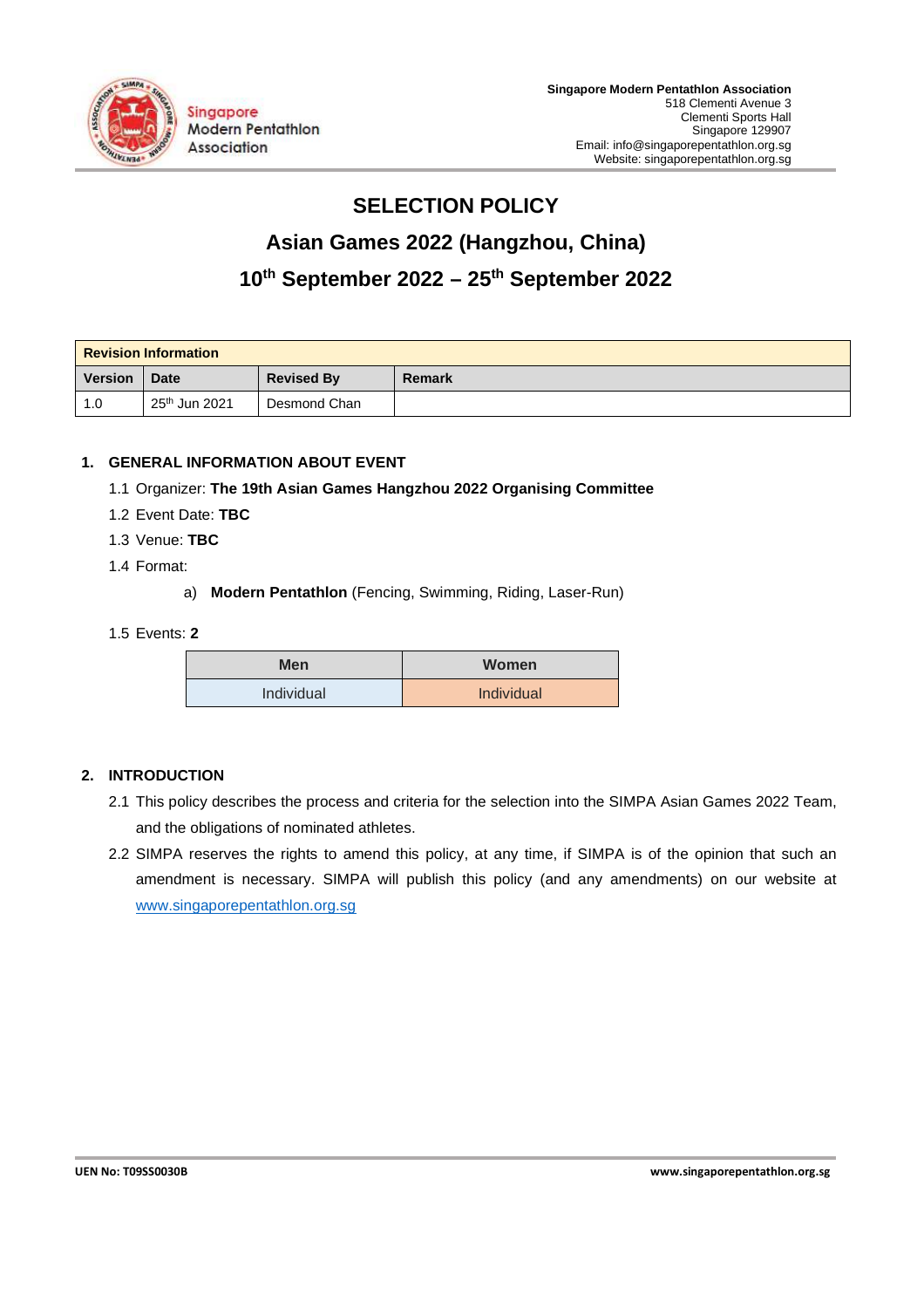Singapore Modern Pentathlon Association

**Singapore Modern Pentathlon Association**
518 Clementi Avenue 3
Clementi Sports Hall
Singapore 129907
Email: info@singaporepentathlon.org.sg
Website: singaporepentathlon.org.sg

# SELECTION POLICY

## Asian Games 2022 (Hangzhou, China)

## 10th September 2022 – 25th September 2022

| Revision Information | | | |
|---|---|---|---|
| **Version** | **Date** | **Revised By** | **Remark** |
| 1.0 | 25th Jun 2021 | Desmond Chan | |

**1. GENERAL INFORMATION ABOUT EVENT**

1.1 Organizer: **The 19th Asian Games Hangzhou 2022 Organising Committee**

1.2 Event Date: **TBC**

1.3 Venue: **TBC**

1.4 Format:

a) **Modern Pentathlon** (Fencing, Swimming, Riding, Laser-Run)

1.5 Events: **2**

| Men | Women |
|---|---|
| Individual | Individual |

**2. INTRODUCTION**

2.1 This policy describes the process and criteria for the selection into the SIMPA Asian Games 2022 Team, and the obligations of nominated athletes.

2.2 SIMPA reserves the rights to amend this policy, at any time, if SIMPA is of the opinion that such an amendment is necessary. SIMPA will publish this policy (and any amendments) on our website at www.singaporepentathlon.org.sg

UEN No: T09SS0030B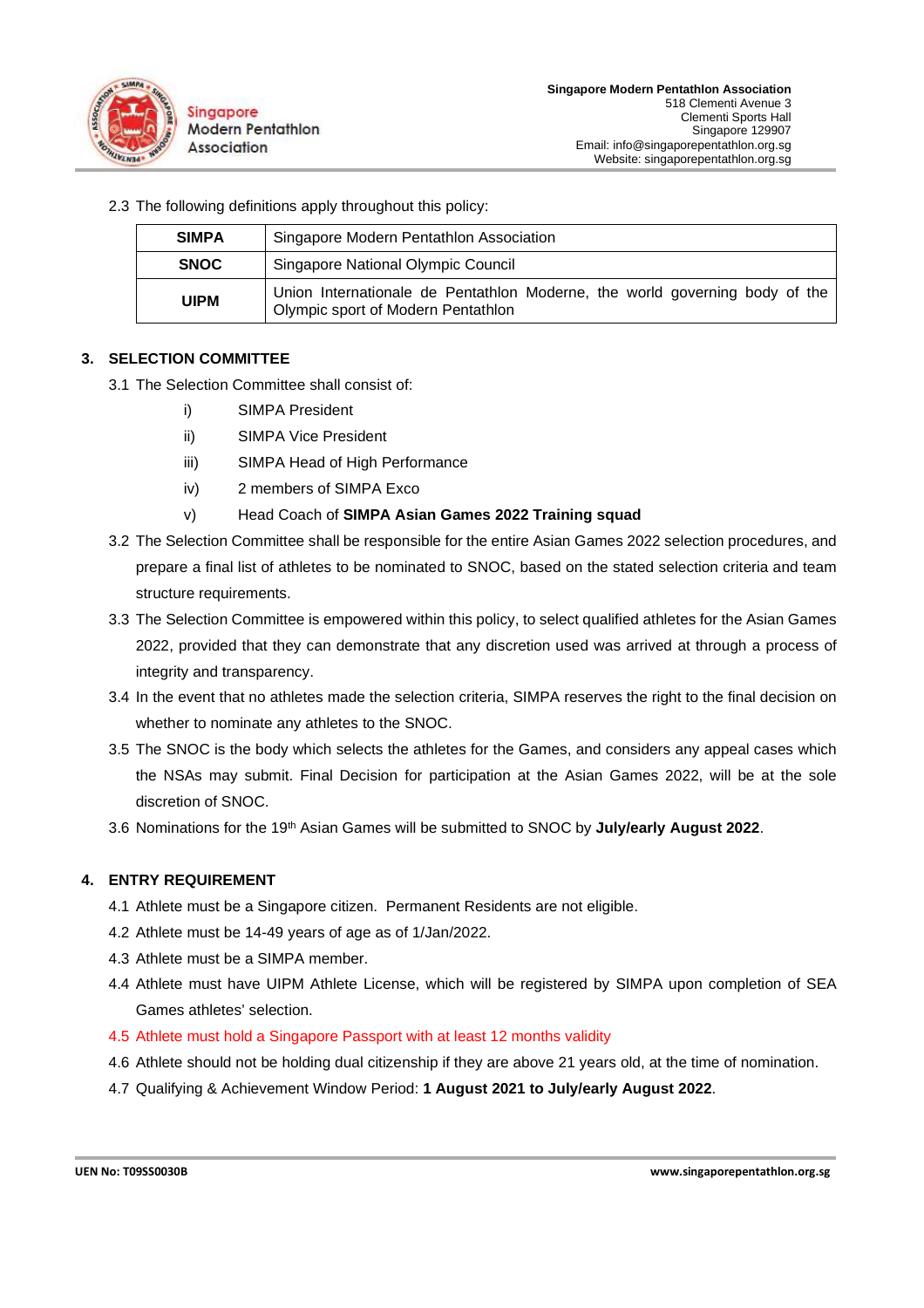2.3 The following definitions apply throughout this policy:

| | |
|---|---|
| **SIMPA** | Singapore Modern Pentathlon Association |
| **SNOC** | Singapore National Olympic Council |
| **UIPM** | Union Internationale de Pentathlon Moderne, the world governing body of the Olympic sport of Modern Pentathlon |

## 3. SELECTION COMMITTEE

3.1 The Selection Committee shall consist of:

- i) SIMPA President
- ii) SIMPA Vice President
- iii) SIMPA Head of High Performance
- iv) 2 members of SIMPA Exco
- v) Head Coach of **SIMPA Asian Games 2022 Training squad**

3.2 The Selection Committee shall be responsible for the entire Asian Games 2022 selection procedures, and prepare a final list of athletes to be nominated to SNOC, based on the stated selection criteria and team structure requirements.

3.3 The Selection Committee is empowered within this policy, to select qualified athletes for the Asian Games 2022, provided that they can demonstrate that any discretion used was arrived at through a process of integrity and transparency.

3.4 In the event that no athletes made the selection criteria, SIMPA reserves the right to the final decision on whether to nominate any athletes to the SNOC.

3.5 The SNOC is the body which selects the athletes for the Games, and considers any appeal cases which the NSAs may submit. Final Decision for participation at the Asian Games 2022, will be at the sole discretion of SNOC.

3.6 Nominations for the 19th Asian Games will be submitted to SNOC by **July/early August 2022**.

## 4. ENTRY REQUIREMENT

4.1 Athlete must be a Singapore citizen. Permanent Residents are not eligible.

4.2 Athlete must be 14-49 years of age as of 1/Jan/2022.

4.3 Athlete must be a SIMPA member.

4.4 Athlete must have UIPM Athlete License, which will be registered by SIMPA upon completion of SEA Games athletes' selection.

4.5 Athlete must hold a Singapore Passport with at least 12 months validity

4.6 Athlete should not be holding dual citizenship if they are above 21 years old, at the time of nomination.

4.7 Qualifying & Achievement Window Period: **1 August 2021 to July/early August 2022**.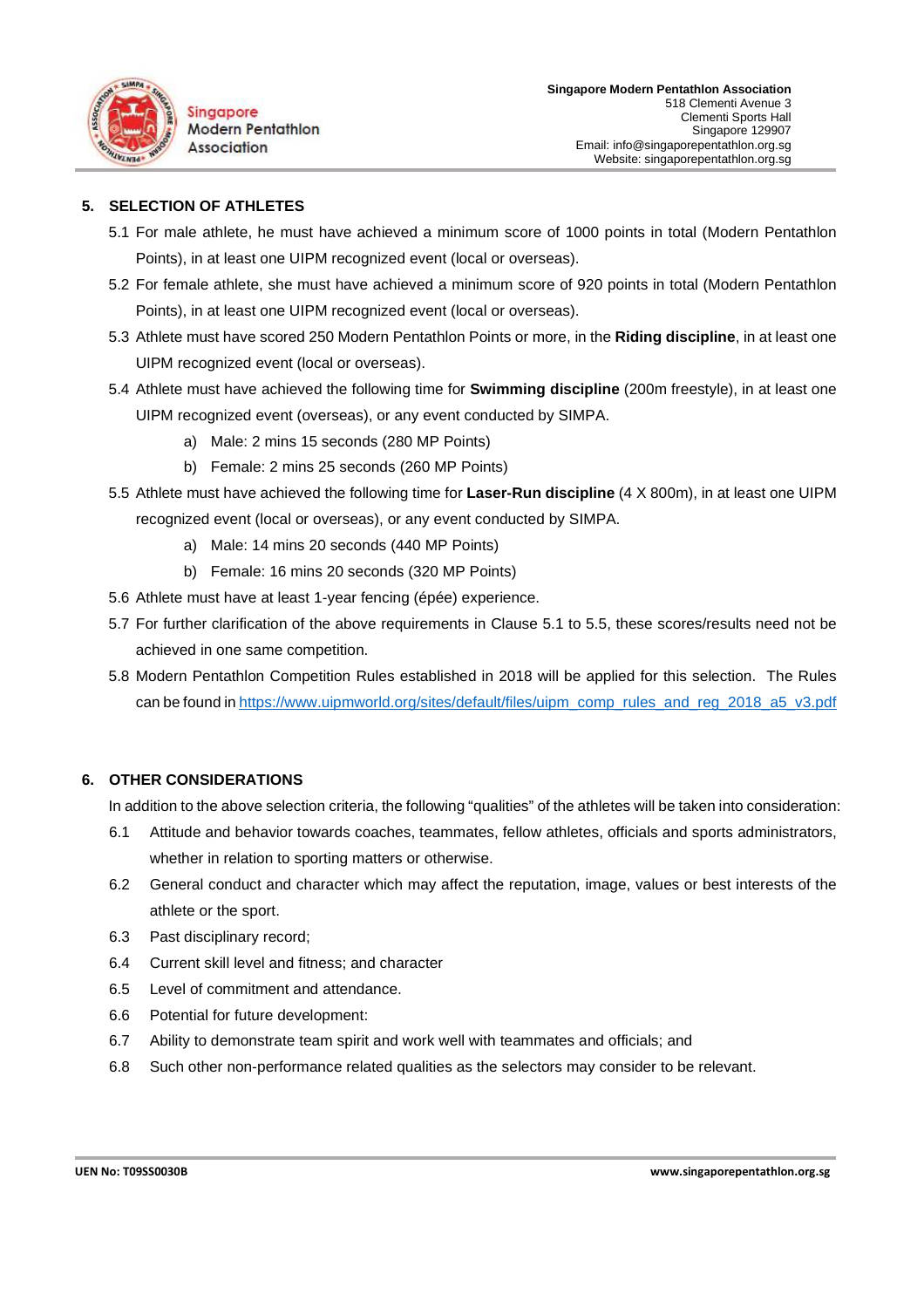## 5. SELECTION OF ATHLETES

5.1 For male athlete, he must have achieved a minimum score of 1000 points in total (Modern Pentathlon Points), in at least one UIPM recognized event (local or overseas).

5.2 For female athlete, she must have achieved a minimum score of 920 points in total (Modern Pentathlon Points), in at least one UIPM recognized event (local or overseas).

5.3 Athlete must have scored 250 Modern Pentathlon Points or more, in the **Riding discipline**, in at least one UIPM recognized event (local or overseas).

5.4 Athlete must have achieved the following time for **Swimming discipline** (200m freestyle), in at least one UIPM recognized event (overseas), or any event conducted by SIMPA.

   a) Male: 2 mins 15 seconds (280 MP Points)

   b) Female: 2 mins 25 seconds (260 MP Points)

5.5 Athlete must have achieved the following time for **Laser-Run discipline** (4 X 800m), in at least one UIPM recognized event (local or overseas), or any event conducted by SIMPA.

   a) Male: 14 mins 20 seconds (440 MP Points)

   b) Female: 16 mins 20 seconds (320 MP Points)

5.6 Athlete must have at least 1-year fencing (épée) experience.

5.7 For further clarification of the above requirements in Clause 5.1 to 5.5, these scores/results need not be achieved in one same competition.

5.8 Modern Pentathlon Competition Rules established in 2018 will be applied for this selection. The Rules can be found in https://www.uipmworld.org/sites/default/files/uipm_comp_rules_and_reg_2018_a5_v3.pdf

## 6. OTHER CONSIDERATIONS

In addition to the above selection criteria, the following "qualities" of the athletes will be taken into consideration:

6.1 Attitude and behavior towards coaches, teammates, fellow athletes, officials and sports administrators, whether in relation to sporting matters or otherwise.

6.2 General conduct and character which may affect the reputation, image, values or best interests of the athlete or the sport.

6.3 Past disciplinary record;

6.4 Current skill level and fitness; and character

6.5 Level of commitment and attendance.

6.6 Potential for future development:

6.7 Ability to demonstrate team spirit and work well with teammates and officials; and

6.8 Such other non-performance related qualities as the selectors may consider to be relevant.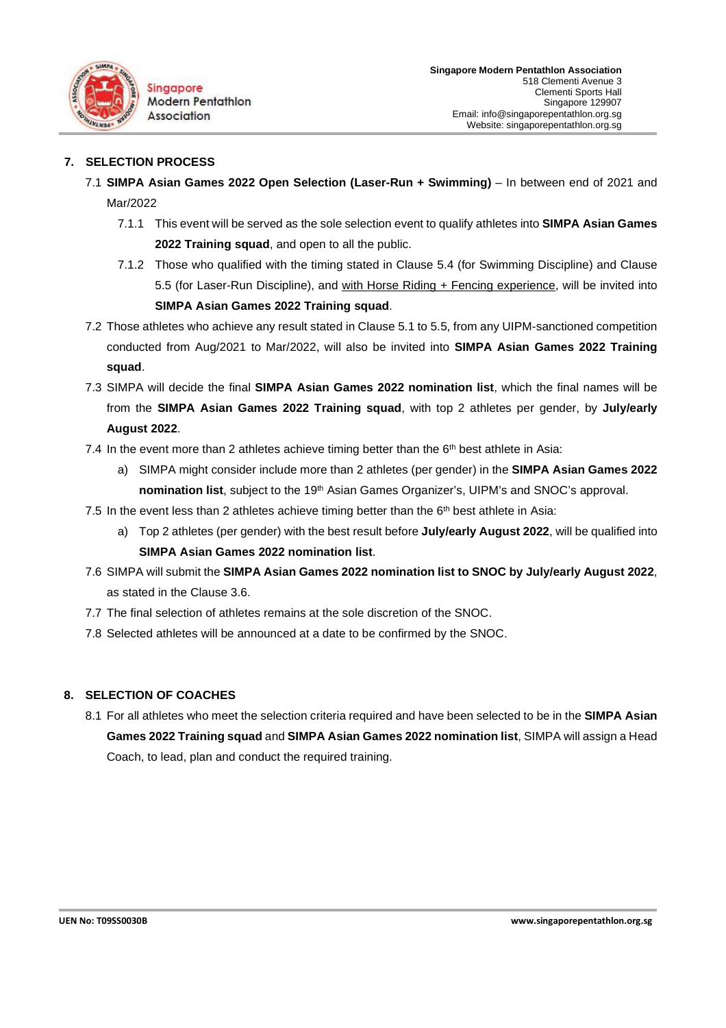## 7. SELECTION PROCESS

7.1 **SIMPA Asian Games 2022 Open Selection (Laser-Run + Swimming)** – In between end of 2021 and Mar/2022

7.1.1 This event will be served as the sole selection event to qualify athletes into **SIMPA Asian Games 2022 Training squad**, and open to all the public.

7.1.2 Those who qualified with the timing stated in Clause 5.4 (for Swimming Discipline) and Clause 5.5 (for Laser-Run Discipline), and with Horse Riding + Fencing experience, will be invited into **SIMPA Asian Games 2022 Training squad**.

7.2 Those athletes who achieve any result stated in Clause 5.1 to 5.5, from any UIPM-sanctioned competition conducted from Aug/2021 to Mar/2022, will also be invited into **SIMPA Asian Games 2022 Training squad**.

7.3 SIMPA will decide the final **SIMPA Asian Games 2022 nomination list**, which the final names will be from the **SIMPA Asian Games 2022 Training squad**, with top 2 athletes per gender, by **July/early August 2022**.

7.4 In the event more than 2 athletes achieve timing better than the 6th best athlete in Asia:

a) SIMPA might consider include more than 2 athletes (per gender) in the **SIMPA Asian Games 2022 nomination list**, subject to the 19th Asian Games Organizer's, UIPM's and SNOC's approval.

7.5 In the event less than 2 athletes achieve timing better than the 6th best athlete in Asia:

a) Top 2 athletes (per gender) with the best result before **July/early August 2022**, will be qualified into **SIMPA Asian Games 2022 nomination list**.

7.6 SIMPA will submit the **SIMPA Asian Games 2022 nomination list to SNOC by July/early August 2022**, as stated in the Clause 3.6.

7.7 The final selection of athletes remains at the sole discretion of the SNOC.

7.8 Selected athletes will be announced at a date to be confirmed by the SNOC.

## 8. SELECTION OF COACHES

8.1 For all athletes who meet the selection criteria required and have been selected to be in the **SIMPA Asian Games 2022 Training squad** and **SIMPA Asian Games 2022 nomination list**, SIMPA will assign a Head Coach, to lead, plan and conduct the required training.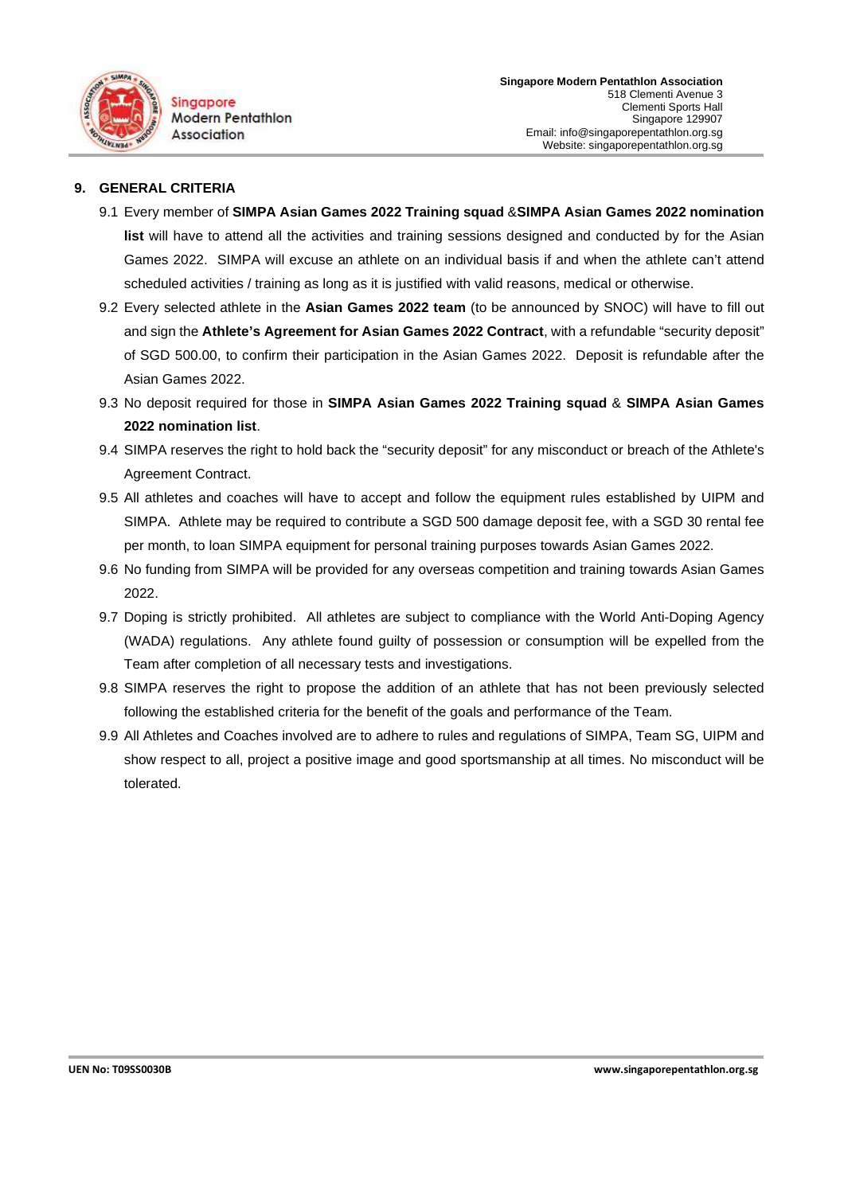## 9. GENERAL CRITERIA

9.1 Every member of **SIMPA Asian Games 2022 Training squad** &**SIMPA Asian Games 2022 nomination list** will have to attend all the activities and training sessions designed and conducted by for the Asian Games 2022. SIMPA will excuse an athlete on an individual basis if and when the athlete can't attend scheduled activities / training as long as it is justified with valid reasons, medical or otherwise.

9.2 Every selected athlete in the **Asian Games 2022 team** (to be announced by SNOC) will have to fill out and sign the **Athlete's Agreement for Asian Games 2022 Contract**, with a refundable "security deposit" of SGD 500.00, to confirm their participation in the Asian Games 2022. Deposit is refundable after the Asian Games 2022.

9.3 No deposit required for those in **SIMPA Asian Games 2022 Training squad** & **SIMPA Asian Games 2022 nomination list**.

9.4 SIMPA reserves the right to hold back the "security deposit" for any misconduct or breach of the Athlete's Agreement Contract.

9.5 All athletes and coaches will have to accept and follow the equipment rules established by UIPM and SIMPA. Athlete may be required to contribute a SGD 500 damage deposit fee, with a SGD 30 rental fee per month, to loan SIMPA equipment for personal training purposes towards Asian Games 2022.

9.6 No funding from SIMPA will be provided for any overseas competition and training towards Asian Games 2022.

9.7 Doping is strictly prohibited. All athletes are subject to compliance with the World Anti-Doping Agency (WADA) regulations. Any athlete found guilty of possession or consumption will be expelled from the Team after completion of all necessary tests and investigations.

9.8 SIMPA reserves the right to propose the addition of an athlete that has not been previously selected following the established criteria for the benefit of the goals and performance of the Team.

9.9 All Athletes and Coaches involved are to adhere to rules and regulations of SIMPA, Team SG, UIPM and show respect to all, project a positive image and good sportsmanship at all times. No misconduct will be tolerated.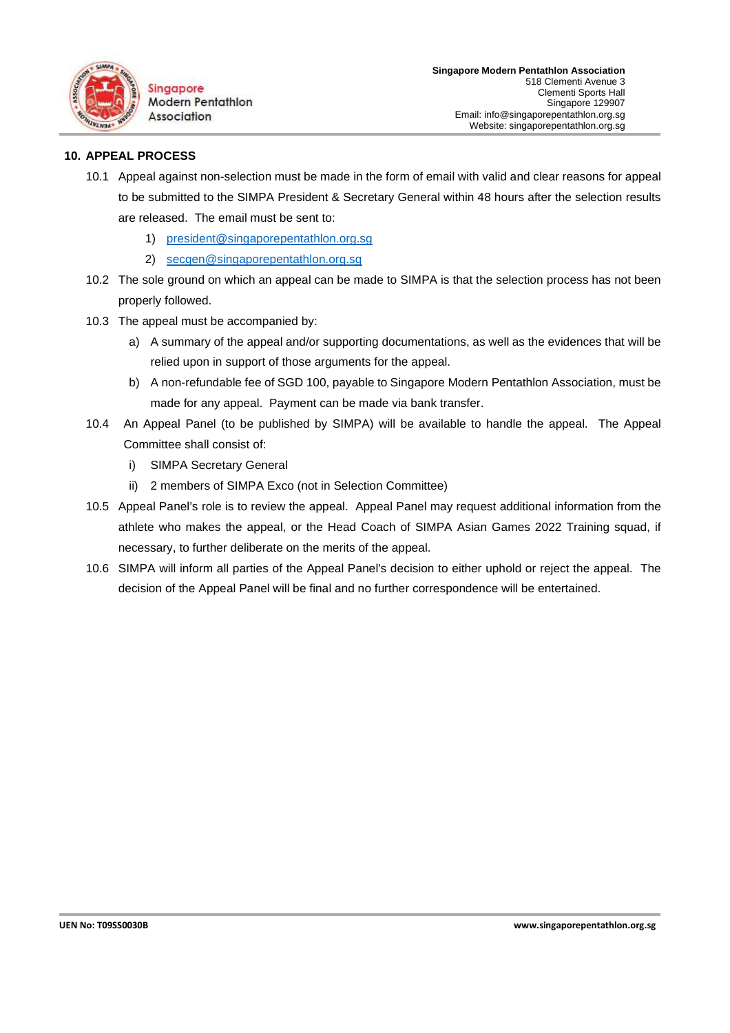## 10. APPEAL PROCESS

10.1 Appeal against non-selection must be made in the form of email with valid and clear reasons for appeal to be submitted to the SIMPA President & Secretary General within 48 hours after the selection results are released. The email must be sent to:

1) president@singaporepentathlon.org.sg
2) secgen@singaporepentathlon.org.sg

10.2 The sole ground on which an appeal can be made to SIMPA is that the selection process has not been properly followed.

10.3 The appeal must be accompanied by:

a) A summary of the appeal and/or supporting documentations, as well as the evidences that will be relied upon in support of those arguments for the appeal.
b) A non-refundable fee of SGD 100, payable to Singapore Modern Pentathlon Association, must be made for any appeal. Payment can be made via bank transfer.

10.4 An Appeal Panel (to be published by SIMPA) will be available to handle the appeal. The Appeal Committee shall consist of:

i) SIMPA Secretary General
ii) 2 members of SIMPA Exco (not in Selection Committee)

10.5 Appeal Panel's role is to review the appeal. Appeal Panel may request additional information from the athlete who makes the appeal, or the Head Coach of SIMPA Asian Games 2022 Training squad, if necessary, to further deliberate on the merits of the appeal.

10.6 SIMPA will inform all parties of the Appeal Panel's decision to either uphold or reject the appeal. The decision of the Appeal Panel will be final and no further correspondence will be entertained.